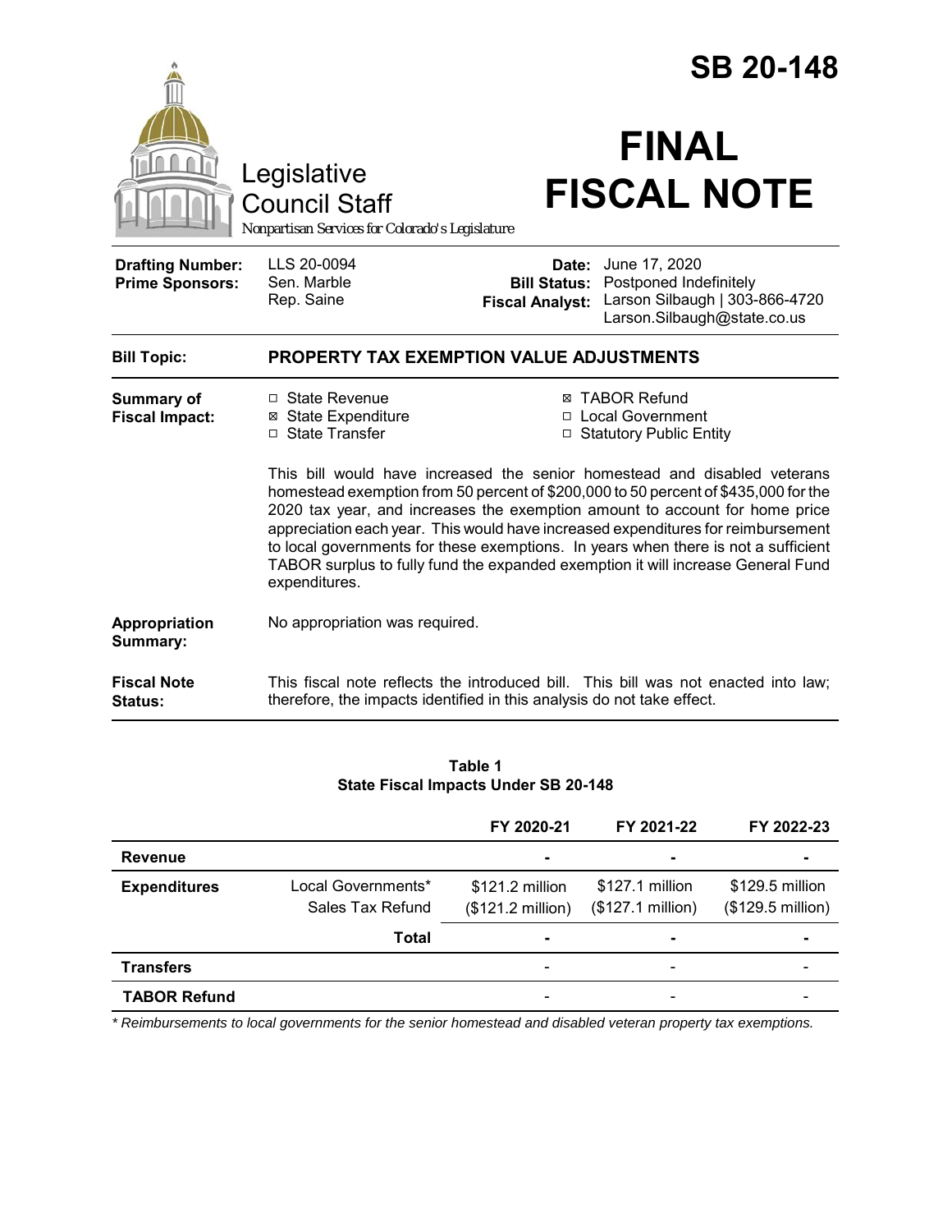# SB 20-148

Legislative Council Staff

*Nonpartisan Services for Colorado's Legislature*

# FINAL FISCAL NOTE

| | | | |
|---|---|---|---|
| **Drafting Number:** | LLS 20-0094 | **Date:** | June 17, 2020 |
| **Prime Sponsors:** | Sen. Marble<br>Rep. Saine | **Bill Status:** | Postponed Indefinitely |
| | | **Fiscal Analyst:** | Larson Silbaugh \| 303-866-4720<br>Larson.Silbaugh@state.co.us |

**Bill Topic:** **PROPERTY TAX EXEMPTION VALUE ADJUSTMENTS**

**Summary of Fiscal Impact:**

- ☐ State Revenue
- ☒ State Expenditure
- ☐ State Transfer
- ☒ TABOR Refund
- ☐ Local Government
- ☐ Statutory Public Entity

This bill would have increased the senior homestead and disabled veterans homestead exemption from 50 percent of $200,000 to 50 percent of $435,000 for the 2020 tax year, and increases the exemption amount to account for home price appreciation each year. This would have increased expenditures for reimbursement to local governments for these exemptions. In years when there is not a sufficient TABOR surplus to fully fund the expanded exemption it will increase General Fund expenditures.

**Appropriation Summary:** No appropriation was required.

**Fiscal Note Status:** This fiscal note reflects the introduced bill. This bill was not enacted into law; therefore, the impacts identified in this analysis do not take effect.

**Table 1**
**State Fiscal Impacts Under SB 20-148**

| | | FY 2020-21 | FY 2021-22 | FY 2022-23 |
|---|---|---|---|---|
| **Revenue** | | - | - | - |
| **Expenditures** | Local Governments*<br>Sales Tax Refund | $121.2 million<br>($121.2 million) | $127.1 million<br>($127.1 million) | $129.5 million<br>($129.5 million) |
| | **Total** | - | - | - |
| **Transfers** | | - | - | - |
| **TABOR Refund** | | - | - | - |

*\* Reimbursements to local governments for the senior homestead and disabled veteran property tax exemptions.*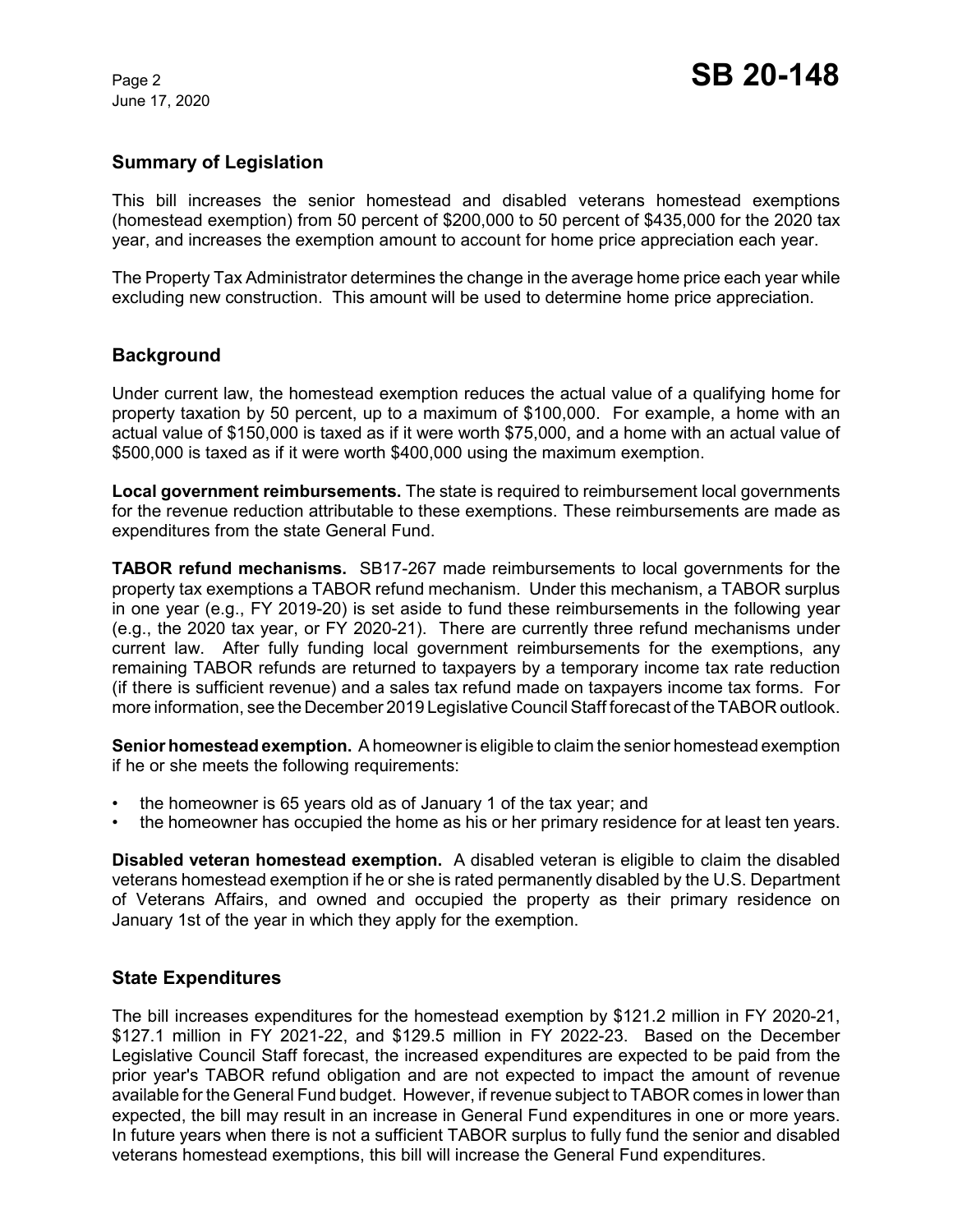## Summary of Legislation

This bill increases the senior homestead and disabled veterans homestead exemptions (homestead exemption) from 50 percent of $200,000 to 50 percent of $435,000 for the 2020 tax year, and increases the exemption amount to account for home price appreciation each year.

The Property Tax Administrator determines the change in the average home price each year while excluding new construction. This amount will be used to determine home price appreciation.

## Background

Under current law, the homestead exemption reduces the actual value of a qualifying home for property taxation by 50 percent, up to a maximum of $100,000. For example, a home with an actual value of $150,000 is taxed as if it were worth $75,000, and a home with an actual value of $500,000 is taxed as if it were worth $400,000 using the maximum exemption.

**Local government reimbursements.** The state is required to reimbursement local governments for the revenue reduction attributable to these exemptions. These reimbursements are made as expenditures from the state General Fund.

**TABOR refund mechanisms.** SB17-267 made reimbursements to local governments for the property tax exemptions a TABOR refund mechanism. Under this mechanism, a TABOR surplus in one year (e.g., FY 2019-20) is set aside to fund these reimbursements in the following year (e.g., the 2020 tax year, or FY 2020-21). There are currently three refund mechanisms under current law. After fully funding local government reimbursements for the exemptions, any remaining TABOR refunds are returned to taxpayers by a temporary income tax rate reduction (if there is sufficient revenue) and a sales tax refund made on taxpayers income tax forms. For more information, see the December 2019 Legislative Council Staff forecast of the TABOR outlook.

**Senior homestead exemption.** A homeowner is eligible to claim the senior homestead exemption if he or she meets the following requirements:

- the homeowner is 65 years old as of January 1 of the tax year; and
- the homeowner has occupied the home as his or her primary residence for at least ten years.

**Disabled veteran homestead exemption.** A disabled veteran is eligible to claim the disabled veterans homestead exemption if he or she is rated permanently disabled by the U.S. Department of Veterans Affairs, and owned and occupied the property as their primary residence on January 1st of the year in which they apply for the exemption.

## State Expenditures

The bill increases expenditures for the homestead exemption by $121.2 million in FY 2020-21, $127.1 million in FY 2021-22, and $129.5 million in FY 2022-23. Based on the December Legislative Council Staff forecast, the increased expenditures are expected to be paid from the prior year's TABOR refund obligation and are not expected to impact the amount of revenue available for the General Fund budget. However, if revenue subject to TABOR comes in lower than expected, the bill may result in an increase in General Fund expenditures in one or more years. In future years when there is not a sufficient TABOR surplus to fully fund the senior and disabled veterans homestead exemptions, this bill will increase the General Fund expenditures.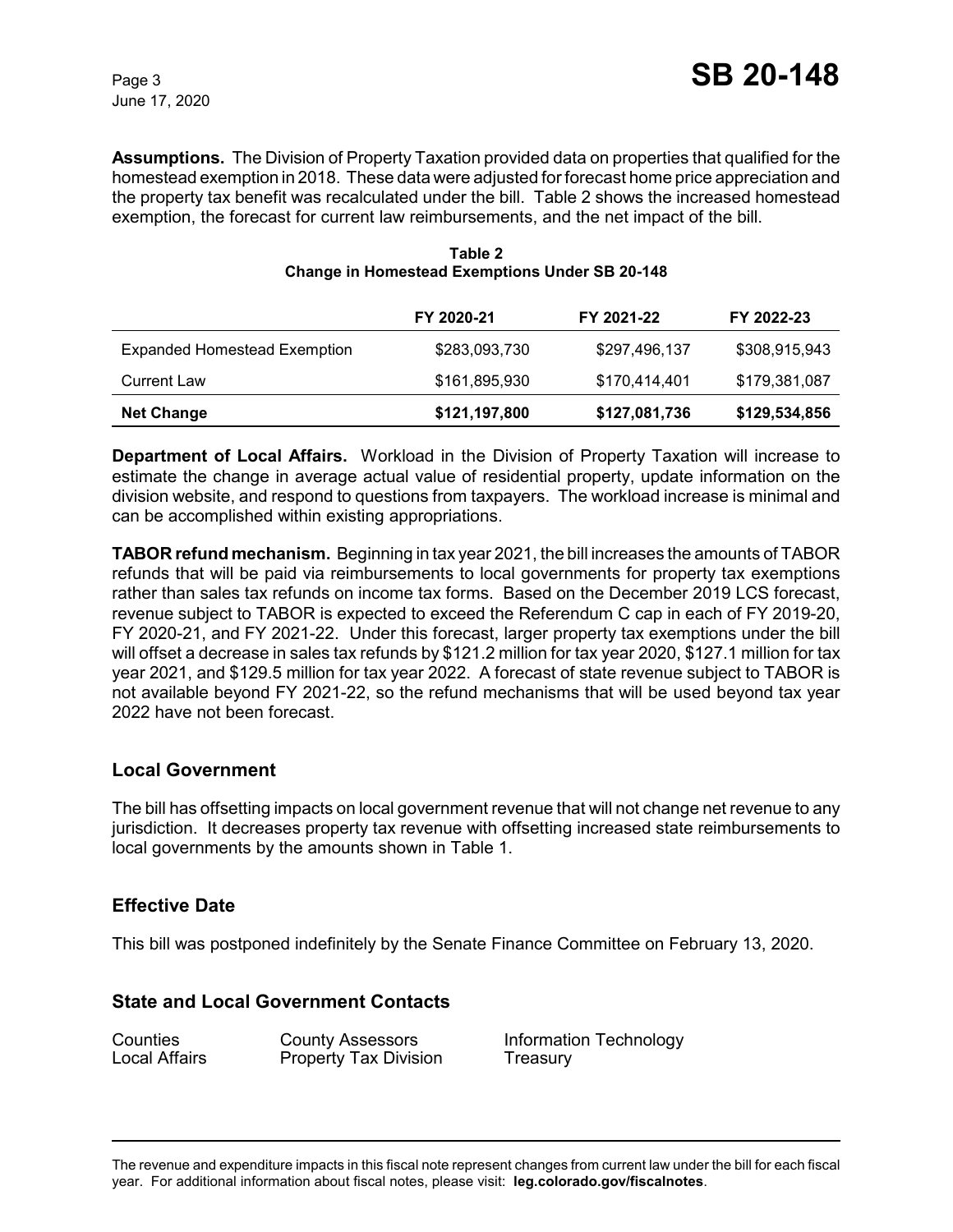**Assumptions.** The Division of Property Taxation provided data on properties that qualified for the homestead exemption in 2018. These data were adjusted for forecast home price appreciation and the property tax benefit was recalculated under the bill. Table 2 shows the increased homestead exemption, the forecast for current law reimbursements, and the net impact of the bill.

**Table 2**
**Change in Homestead Exemptions Under SB 20-148**

| | FY 2020-21 | FY 2021-22 | FY 2022-23 |
|---|---|---|---|
| Expanded Homestead Exemption | $283,093,730 | $297,496,137 | $308,915,943 |
| Current Law | $161,895,930 | $170,414,401 | $179,381,087 |
| **Net Change** | **$121,197,800** | **$127,081,736** | **$129,534,856** |

**Department of Local Affairs.** Workload in the Division of Property Taxation will increase to estimate the change in average actual value of residential property, update information on the division website, and respond to questions from taxpayers. The workload increase is minimal and can be accomplished within existing appropriations.

**TABOR refund mechanism.** Beginning in tax year 2021, the bill increases the amounts of TABOR refunds that will be paid via reimbursements to local governments for property tax exemptions rather than sales tax refunds on income tax forms. Based on the December 2019 LCS forecast, revenue subject to TABOR is expected to exceed the Referendum C cap in each of FY 2019-20, FY 2020-21, and FY 2021-22. Under this forecast, larger property tax exemptions under the bill will offset a decrease in sales tax refunds by $121.2 million for tax year 2020, $127.1 million for tax year 2021, and $129.5 million for tax year 2022. A forecast of state revenue subject to TABOR is not available beyond FY 2021-22, so the refund mechanisms that will be used beyond tax year 2022 have not been forecast.

## Local Government

The bill has offsetting impacts on local government revenue that will not change net revenue to any jurisdiction. It decreases property tax revenue with offsetting increased state reimbursements to local governments by the amounts shown in Table 1.

## Effective Date

This bill was postponed indefinitely by the Senate Finance Committee on February 13, 2020.

## State and Local Government Contacts

| | | |
|---|---|---|
| Counties | County Assessors | Information Technology |
| Local Affairs | Property Tax Division | Treasury |

The revenue and expenditure impacts in this fiscal note represent changes from current law under the bill for each fiscal year. For additional information about fiscal notes, please visit: **leg.colorado.gov/fiscalnotes**.